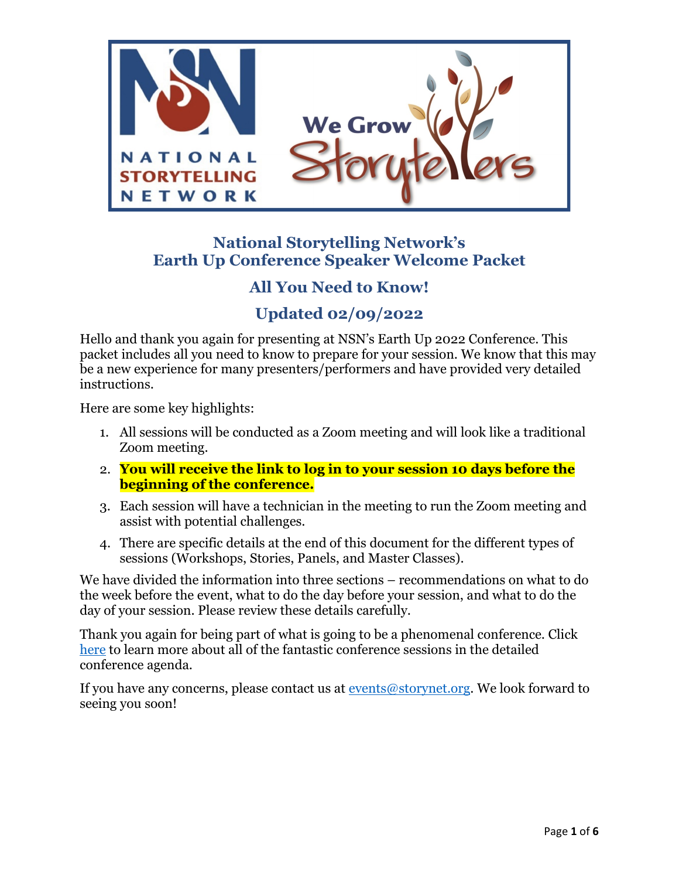# National Storytelling Network's Earth Up Conference Speaker Welcome Packet

## All You Need to Know!

## Updated 02/09/2022

Hello and thank you again for presenting at NSN's Earth Up 2022 Conference. This packet includes all you need to know to prepare for your session. We know that this may be a new experience for many presenters/performers and have provided very detailed instructions.

Here are some key highlights:

1. All sessions will be conducted as a Zoom meeting and will look like a traditional Zoom meeting.
2. **You will receive the link to log in to your session 10 days before the beginning of the conference.**
3. Each session will have a technician in the meeting to run the Zoom meeting and assist with potential challenges.
4. There are specific details at the end of this document for the different types of sessions (Workshops, Stories, Panels, and Master Classes).

We have divided the information into three sections – recommendations on what to do the week before the event, what to do the day before your session, and what to do the day of your session. Please review these details carefully.

Thank you again for being part of what is going to be a phenomenal conference. Click here to learn more about all of the fantastic conference sessions in the detailed conference agenda.

If you have any concerns, please contact us at events@storynet.org. We look forward to seeing you soon!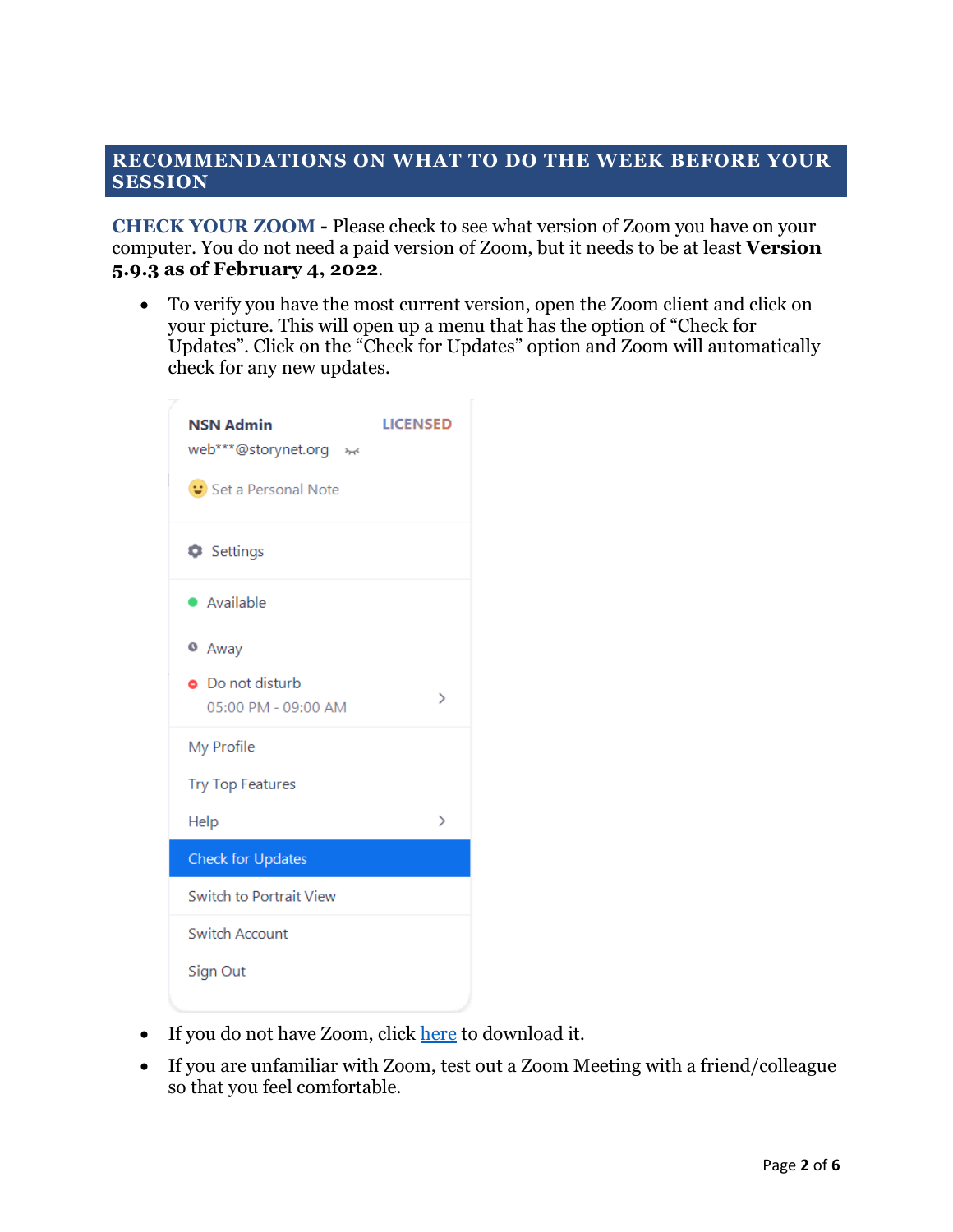## RECOMMENDATIONS ON WHAT TO DO THE WEEK BEFORE YOUR SESSION

**CHECK YOUR ZOOM -** Please check to see what version of Zoom you have on your computer. You do not need a paid version of Zoom, but it needs to be at least **Version 5.9.3 as of February 4, 2022**.

- To verify you have the most current version, open the Zoom client and click on your picture. This will open up a menu that has the option of "Check for Updates". Click on the "Check for Updates" option and Zoom will automatically check for any new updates.
- If you do not have Zoom, click [here](#) to download it.
- If you are unfamiliar with Zoom, test out a Zoom Meeting with a friend/colleague so that you feel comfortable.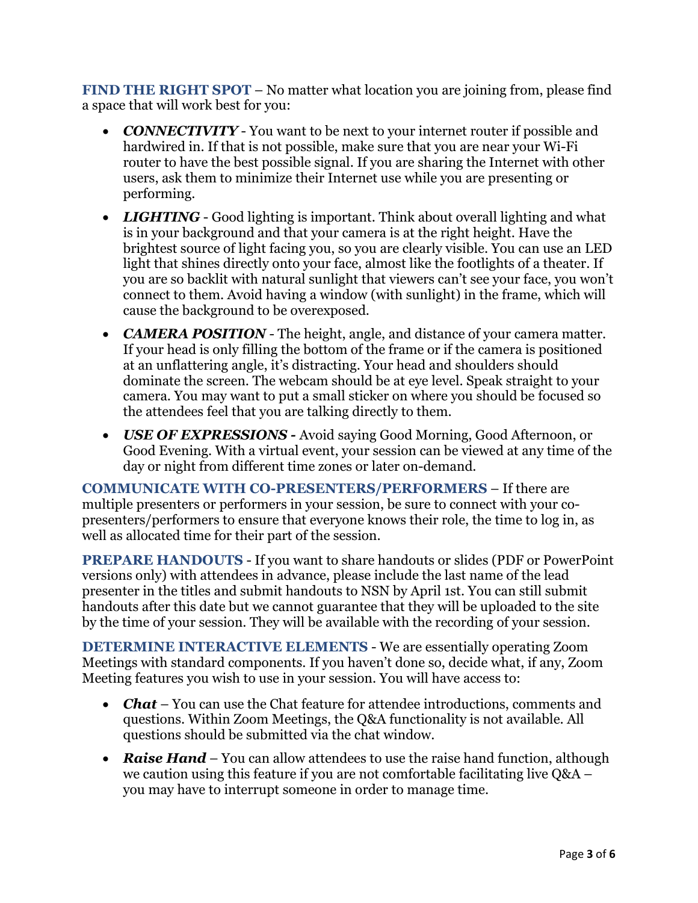**FIND THE RIGHT SPOT** – No matter what location you are joining from, please find a space that will work best for you:

- ***CONNECTIVITY*** - You want to be next to your internet router if possible and hardwired in. If that is not possible, make sure that you are near your Wi-Fi router to have the best possible signal. If you are sharing the Internet with other users, ask them to minimize their Internet use while you are presenting or performing.
- ***LIGHTING*** - Good lighting is important. Think about overall lighting and what is in your background and that your camera is at the right height. Have the brightest source of light facing you, so you are clearly visible. You can use an LED light that shines directly onto your face, almost like the footlights of a theater. If you are so backlit with natural sunlight that viewers can't see your face, you won't connect to them. Avoid having a window (with sunlight) in the frame, which will cause the background to be overexposed.
- ***CAMERA POSITION*** - The height, angle, and distance of your camera matter. If your head is only filling the bottom of the frame or if the camera is positioned at an unflattering angle, it's distracting. Your head and shoulders should dominate the screen. The webcam should be at eye level. Speak straight to your camera. You may want to put a small sticker on where you should be focused so the attendees feel that you are talking directly to them.
- ***USE OF EXPRESSIONS -*** Avoid saying Good Morning, Good Afternoon, or Good Evening. With a virtual event, your session can be viewed at any time of the day or night from different time zones or later on-demand.

**COMMUNICATE WITH CO-PRESENTERS/PERFORMERS** – If there are multiple presenters or performers in your session, be sure to connect with your co-presenters/performers to ensure that everyone knows their role, the time to log in, as well as allocated time for their part of the session.

**PREPARE HANDOUTS** - If you want to share handouts or slides (PDF or PowerPoint versions only) with attendees in advance, please include the last name of the lead presenter in the titles and submit handouts to NSN by April 1st. You can still submit handouts after this date but we cannot guarantee that they will be uploaded to the site by the time of your session. They will be available with the recording of your session.

**DETERMINE INTERACTIVE ELEMENTS** - We are essentially operating Zoom Meetings with standard components. If you haven't done so, decide what, if any, Zoom Meeting features you wish to use in your session. You will have access to:

- ***Chat*** – You can use the Chat feature for attendee introductions, comments and questions. Within Zoom Meetings, the Q&A functionality is not available. All questions should be submitted via the chat window.
- ***Raise Hand*** – You can allow attendees to use the raise hand function, although we caution using this feature if you are not comfortable facilitating live Q&A – you may have to interrupt someone in order to manage time.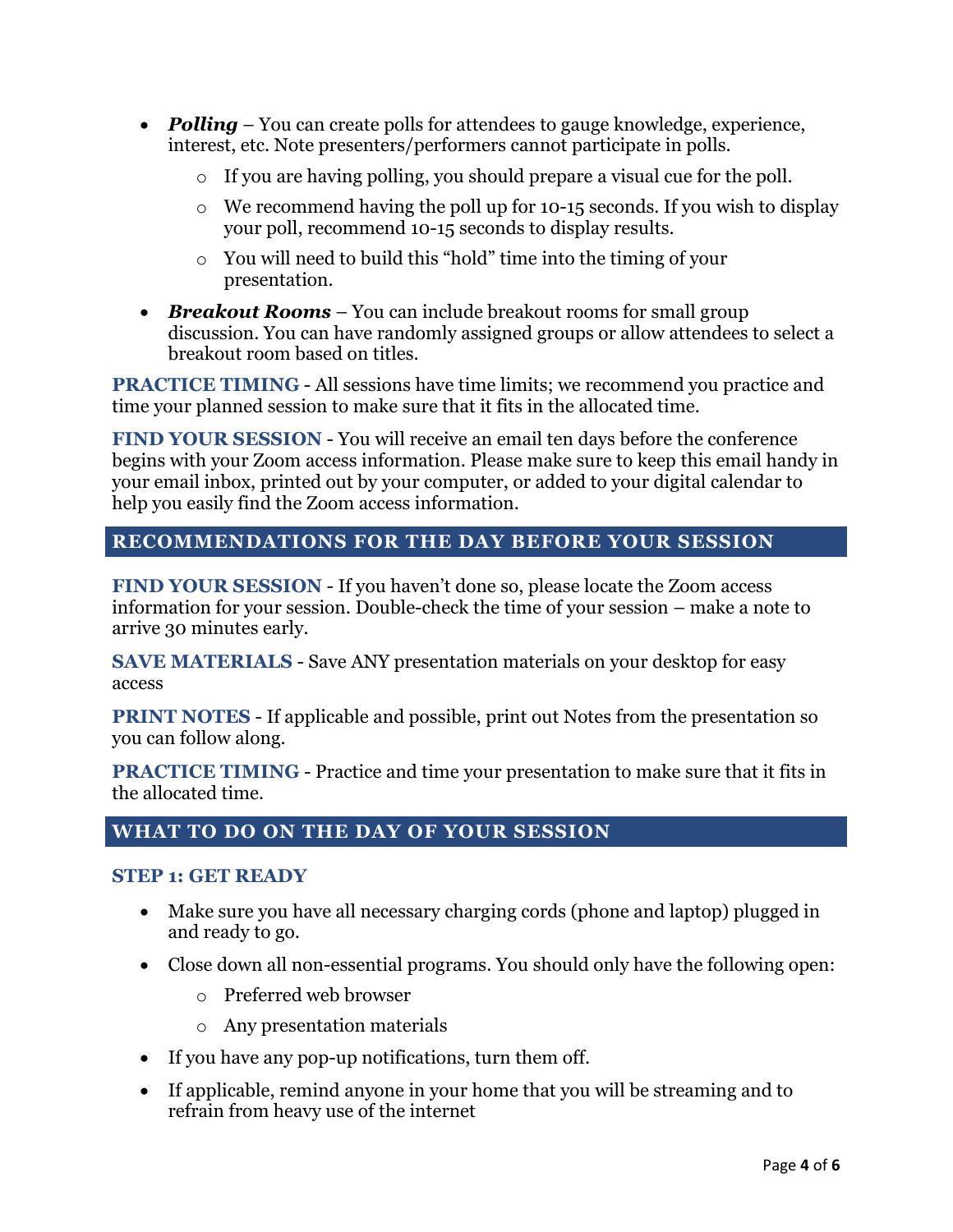- ***Polling*** – You can create polls for attendees to gauge knowledge, experience, interest, etc. Note presenters/performers cannot participate in polls.
  - If you are having polling, you should prepare a visual cue for the poll.
  - We recommend having the poll up for 10-15 seconds. If you wish to display your poll, recommend 10-15 seconds to display results.
  - You will need to build this "hold" time into the timing of your presentation.
- ***Breakout Rooms*** – You can include breakout rooms for small group discussion. You can have randomly assigned groups or allow attendees to select a breakout room based on titles.

**PRACTICE TIMING** - All sessions have time limits; we recommend you practice and time your planned session to make sure that it fits in the allocated time.

**FIND YOUR SESSION** - You will receive an email ten days before the conference begins with your Zoom access information. Please make sure to keep this email handy in your email inbox, printed out by your computer, or added to your digital calendar to help you easily find the Zoom access information.

## RECOMMENDATIONS FOR THE DAY BEFORE YOUR SESSION

**FIND YOUR SESSION** - If you haven't done so, please locate the Zoom access information for your session. Double-check the time of your session – make a note to arrive 30 minutes early.

**SAVE MATERIALS** - Save ANY presentation materials on your desktop for easy access

**PRINT NOTES** - If applicable and possible, print out Notes from the presentation so you can follow along.

**PRACTICE TIMING** - Practice and time your presentation to make sure that it fits in the allocated time.

## WHAT TO DO ON THE DAY OF YOUR SESSION

### STEP 1: GET READY

- Make sure you have all necessary charging cords (phone and laptop) plugged in and ready to go.
- Close down all non-essential programs. You should only have the following open:
  - Preferred web browser
  - Any presentation materials
- If you have any pop-up notifications, turn them off.
- If applicable, remind anyone in your home that you will be streaming and to refrain from heavy use of the internet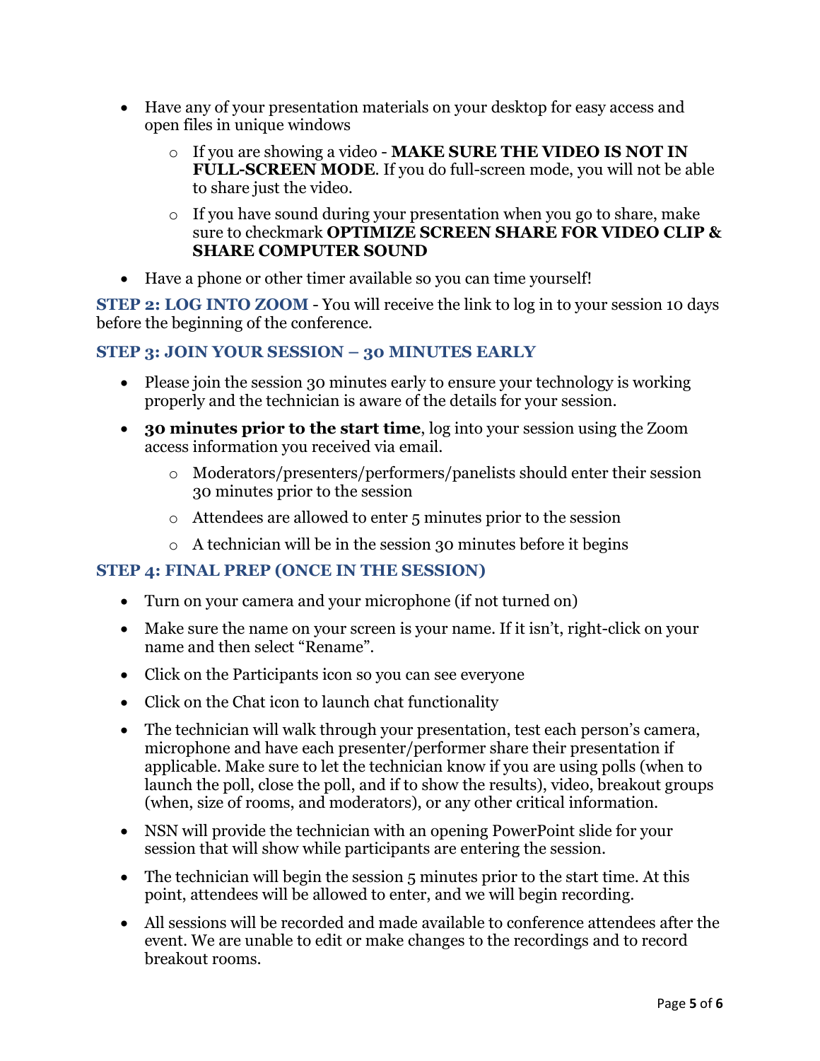- Have any of your presentation materials on your desktop for easy access and open files in unique windows
    - If you are showing a video - **MAKE SURE THE VIDEO IS NOT IN FULL-SCREEN MODE**. If you do full-screen mode, you will not be able to share just the video.
    - If you have sound during your presentation when you go to share, make sure to checkmark **OPTIMIZE SCREEN SHARE FOR VIDEO CLIP & SHARE COMPUTER SOUND**
- Have a phone or other timer available so you can time yourself!

**STEP 2: LOG INTO ZOOM** - You will receive the link to log in to your session 10 days before the beginning of the conference.

### STEP 3: JOIN YOUR SESSION – 30 MINUTES EARLY

- Please join the session 30 minutes early to ensure your technology is working properly and the technician is aware of the details for your session.
- **30 minutes prior to the start time**, log into your session using the Zoom access information you received via email.
    - Moderators/presenters/performers/panelists should enter their session 30 minutes prior to the session
    - Attendees are allowed to enter 5 minutes prior to the session
    - A technician will be in the session 30 minutes before it begins

### STEP 4: FINAL PREP (ONCE IN THE SESSION)

- Turn on your camera and your microphone (if not turned on)
- Make sure the name on your screen is your name. If it isn't, right-click on your name and then select "Rename".
- Click on the Participants icon so you can see everyone
- Click on the Chat icon to launch chat functionality
- The technician will walk through your presentation, test each person's camera, microphone and have each presenter/performer share their presentation if applicable. Make sure to let the technician know if you are using polls (when to launch the poll, close the poll, and if to show the results), video, breakout groups (when, size of rooms, and moderators), or any other critical information.
- NSN will provide the technician with an opening PowerPoint slide for your session that will show while participants are entering the session.
- The technician will begin the session 5 minutes prior to the start time. At this point, attendees will be allowed to enter, and we will begin recording.
- All sessions will be recorded and made available to conference attendees after the event. We are unable to edit or make changes to the recordings and to record breakout rooms.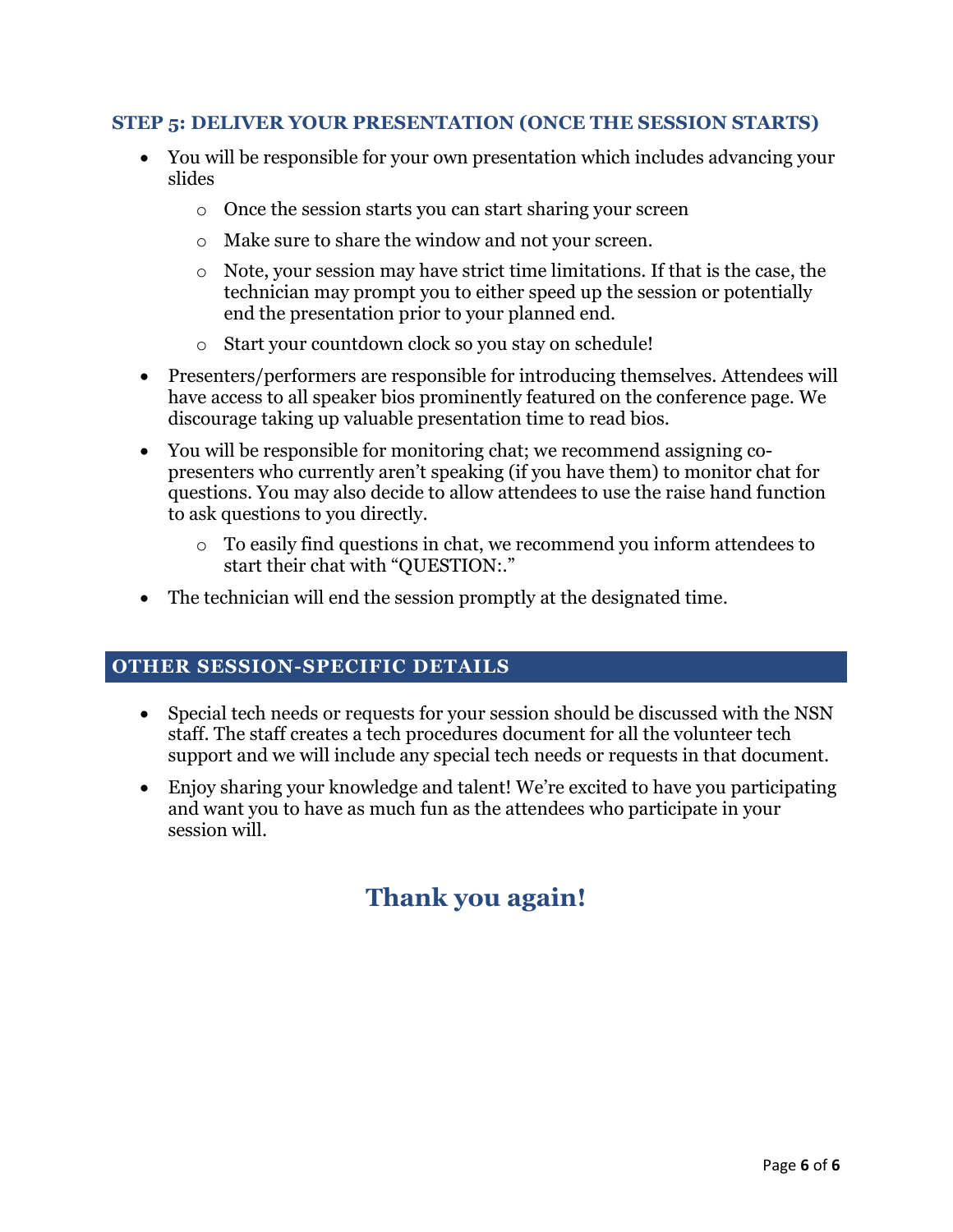### STEP 5: DELIVER YOUR PRESENTATION (ONCE THE SESSION STARTS)

- You will be responsible for your own presentation which includes advancing your slides
  - Once the session starts you can start sharing your screen
  - Make sure to share the window and not your screen.
  - Note, your session may have strict time limitations. If that is the case, the technician may prompt you to either speed up the session or potentially end the presentation prior to your planned end.
  - Start your countdown clock so you stay on schedule!
- Presenters/performers are responsible for introducing themselves. Attendees will have access to all speaker bios prominently featured on the conference page. We discourage taking up valuable presentation time to read bios.
- You will be responsible for monitoring chat; we recommend assigning co-presenters who currently aren't speaking (if you have them) to monitor chat for questions. You may also decide to allow attendees to use the raise hand function to ask questions to you directly.
  - To easily find questions in chat, we recommend you inform attendees to start their chat with "QUESTION:."
- The technician will end the session promptly at the designated time.

## OTHER SESSION-SPECIFIC DETAILS

- Special tech needs or requests for your session should be discussed with the NSN staff. The staff creates a tech procedures document for all the volunteer tech support and we will include any special tech needs or requests in that document.
- Enjoy sharing your knowledge and talent! We're excited to have you participating and want you to have as much fun as the attendees who participate in your session will.

# Thank you again!